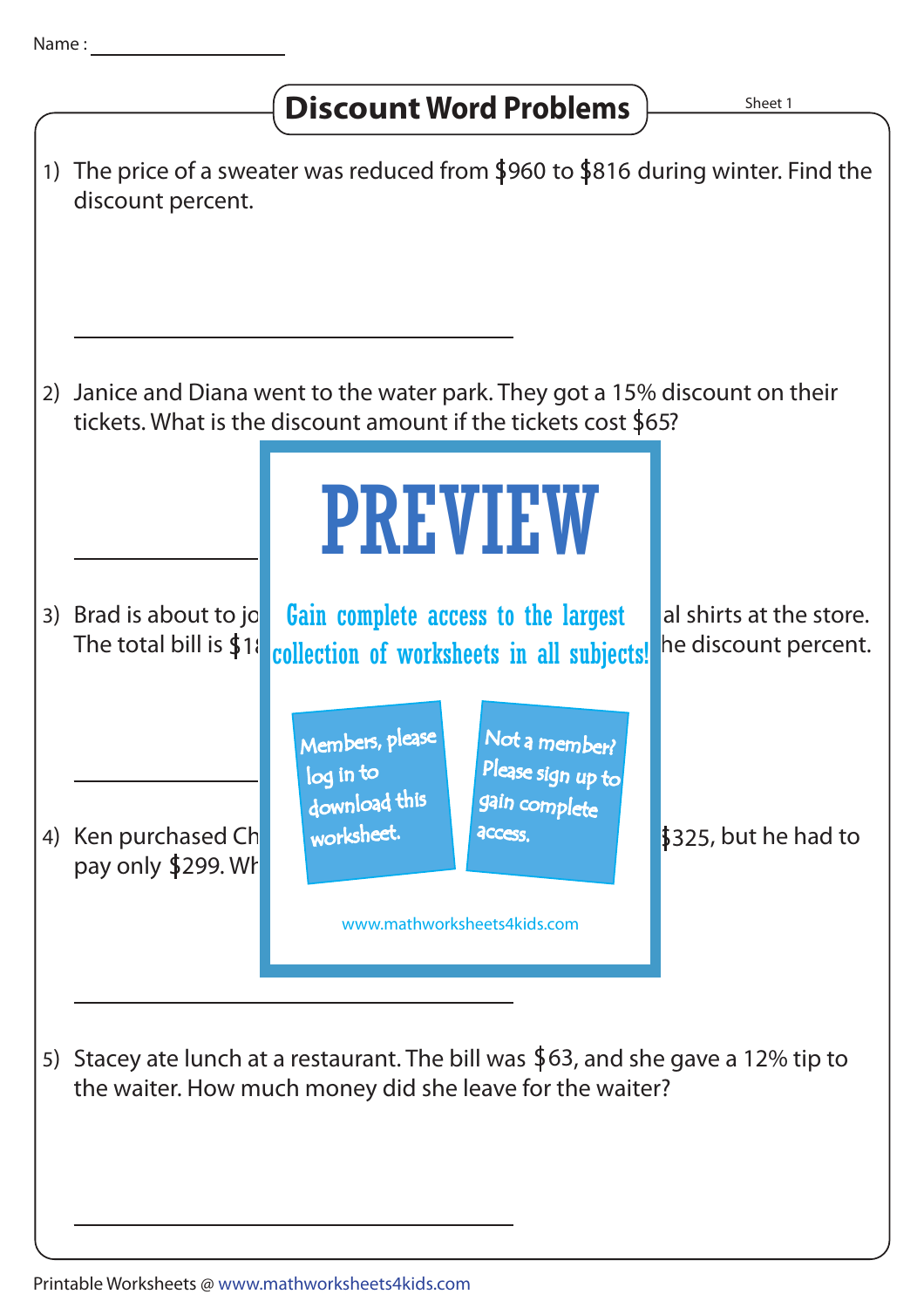Name :

# Discount Word Problems

Sheet 1

1) The price of a sweater was reduced from $960 to $816 during winter. Find the discount percent.

2) Janice and Diana went to the water park. They got a 15% discount on their tickets. What is the discount amount if the tickets cost $65?

**PREVIEW**

Gain complete access to the largest collection of worksheets in all subjects!

Members, please log in to download this worksheet.

Not a member? Please sign up to gain complete access.

www.mathworksheets4kids.com

3) Brad is about to jo                                        al shirts at the store. The total bill is $1                                        he discount percent.

4) Ken purchased Ch                                        $325, but he had to pay only $299. Wh

5) Stacey ate lunch at a restaurant. The bill was $63, and she gave a 12% tip to the waiter. How much money did she leave for the waiter?

Printable Worksheets @ www.mathworksheets4kids.com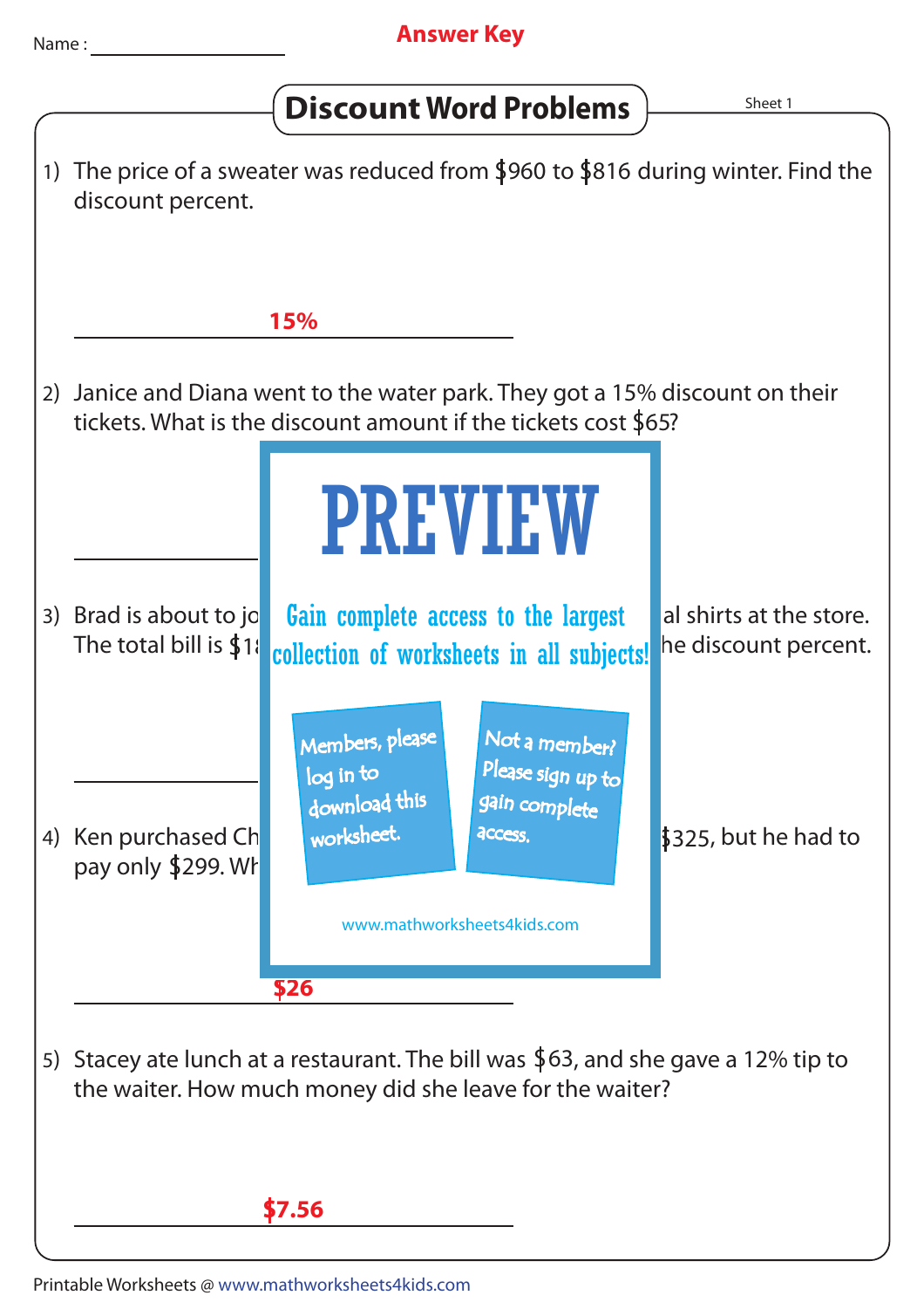Name : 

**Answer Key**

# Discount Word Problems

Sheet 1

1) The price of a sweater was reduced from $960 to $816 during winter. Find the discount percent.

**15%**

2) Janice and Diana went to the water park. They got a 15% discount on their tickets. What is the discount amount if the tickets cost $65?

PREVIEW

Gain complete access to the largest collection of worksheets in all subjects!

Members, please log in to download this worksheet.

Not a member? Please sign up to gain complete access.

www.mathworksheets4kids.com

3) Brad is about to jo... al shirts at the store. The total bill is $1... he discount percent.

4) Ken purchased Ch... $325, but he had to pay only $299. Wh...

**$26**

5) Stacey ate lunch at a restaurant. The bill was $63, and she gave a 12% tip to the waiter. How much money did she leave for the waiter?

**$7.56**

Printable Worksheets @ www.mathworksheets4kids.com